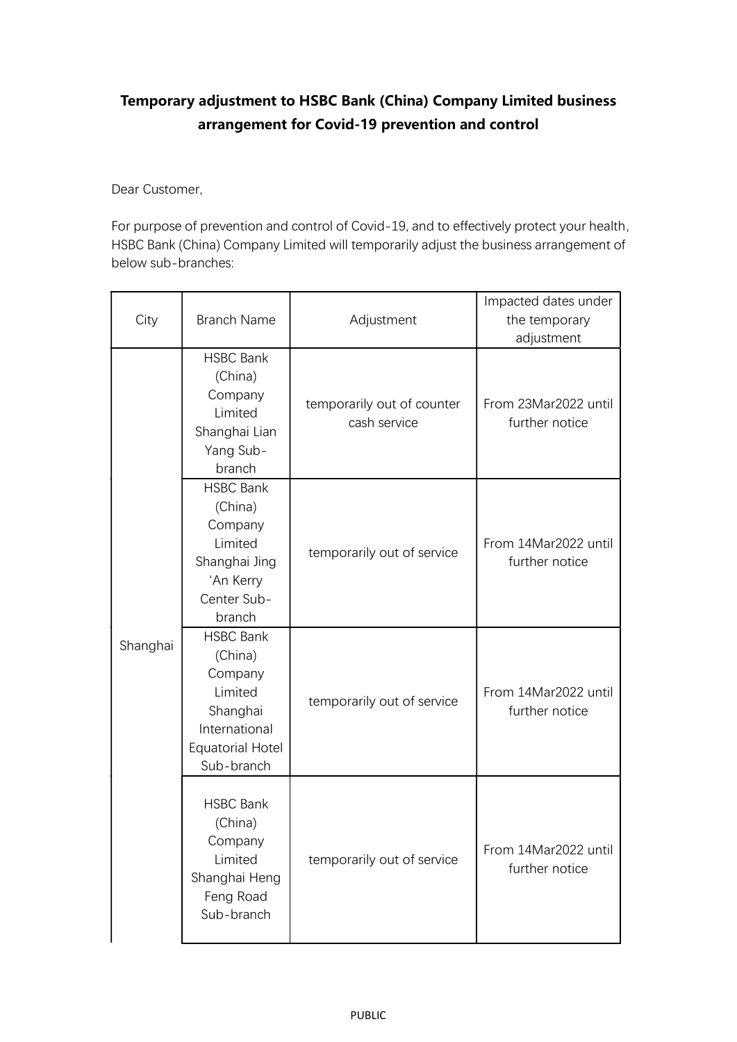**Temporary adjustment to HSBC Bank (China) Company Limited business arrangement for Covid-19 prevention and control**

Dear Customer,

For purpose of prevention and control of Covid-19, and to effectively protect your health, HSBC Bank (China) Company Limited will temporarily adjust the business arrangement of below sub-branches:

| City | Branch Name | Adjustment | Impacted dates under the temporary adjustment |
|---|---|---|---|
| Shanghai | HSBC Bank (China) Company Limited Shanghai Lian Yang Sub-branch | temporarily out of counter cash service | From 23Mar2022 until further notice |
| | HSBC Bank (China) Company Limited Shanghai Jing 'An Kerry Center Sub-branch | temporarily out of service | From 14Mar2022 until further notice |
| | HSBC Bank (China) Company Limited Shanghai International Equatorial Hotel Sub-branch | temporarily out of service | From 14Mar2022 until further notice |
| | HSBC Bank (China) Company Limited Shanghai Heng Feng Road Sub-branch | temporarily out of service | From 14Mar2022 until further notice |

PUBLIC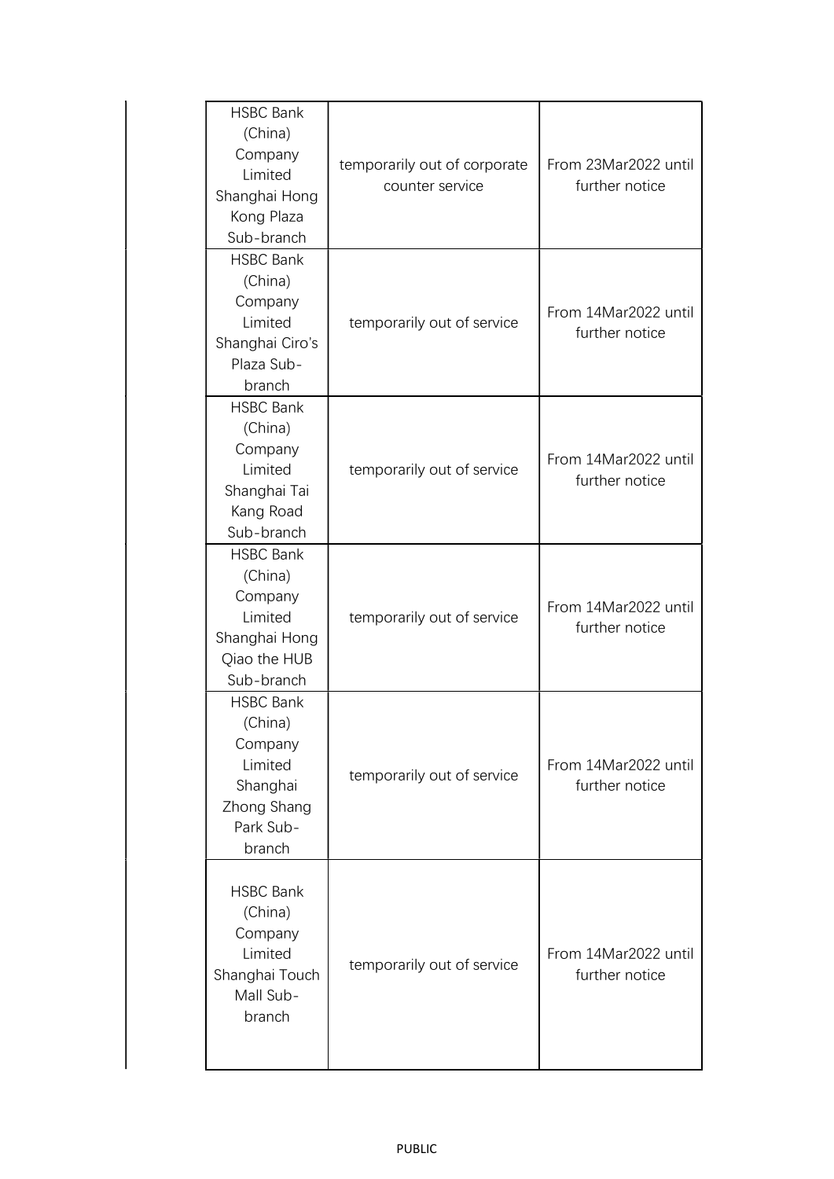| HSBC Bank (China) Company Limited Shanghai Hong Kong Plaza Sub-branch | temporarily out of corporate counter service | From 23Mar2022 until further notice |
|---|---|---|
| HSBC Bank (China) Company Limited Shanghai Ciro's Plaza Sub-branch | temporarily out of service | From 14Mar2022 until further notice |
| HSBC Bank (China) Company Limited Shanghai Tai Kang Road Sub-branch | temporarily out of service | From 14Mar2022 until further notice |
| HSBC Bank (China) Company Limited Shanghai Hong Qiao the HUB Sub-branch | temporarily out of service | From 14Mar2022 until further notice |
| HSBC Bank (China) Company Limited Shanghai Zhong Shang Park Sub-branch | temporarily out of service | From 14Mar2022 until further notice |
| HSBC Bank (China) Company Limited Shanghai Touch Mall Sub-branch | temporarily out of service | From 14Mar2022 until further notice |

PUBLIC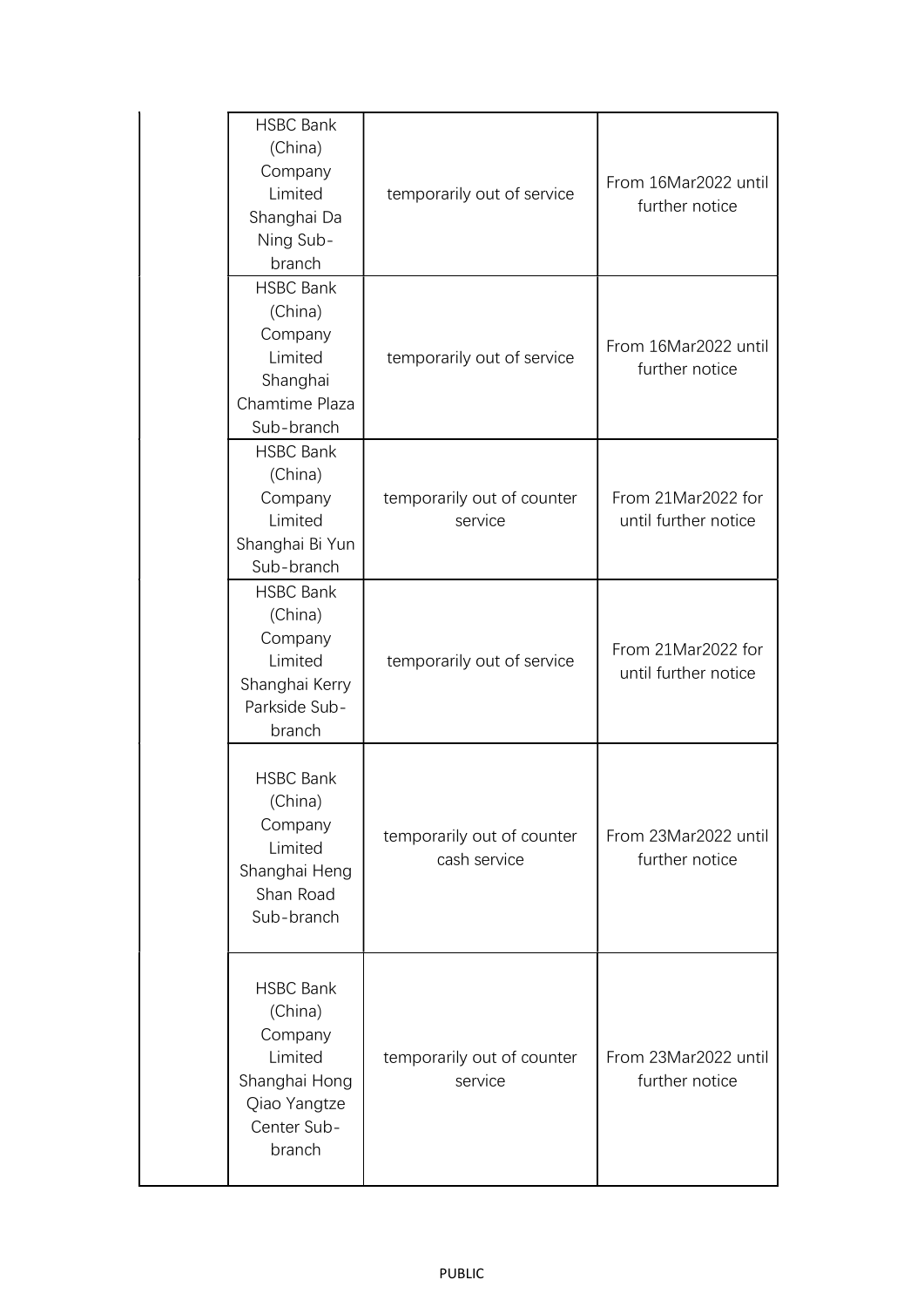| | | | |
|---|---|---|---|
| | HSBC Bank (China) Company Limited Shanghai Da Ning Sub-branch | temporarily out of service | From 16Mar2022 until further notice |
| | HSBC Bank (China) Company Limited Shanghai Chamtime Plaza Sub-branch | temporarily out of service | From 16Mar2022 until further notice |
| | HSBC Bank (China) Company Limited Shanghai Bi Yun Sub-branch | temporarily out of counter service | From 21Mar2022 for until further notice |
| | HSBC Bank (China) Company Limited Shanghai Kerry Parkside Sub-branch | temporarily out of service | From 21Mar2022 for until further notice |
| | HSBC Bank (China) Company Limited Shanghai Heng Shan Road Sub-branch | temporarily out of counter cash service | From 23Mar2022 until further notice |
| | HSBC Bank (China) Company Limited Shanghai Hong Qiao Yangtze Center Sub-branch | temporarily out of counter service | From 23Mar2022 until further notice |

PUBLIC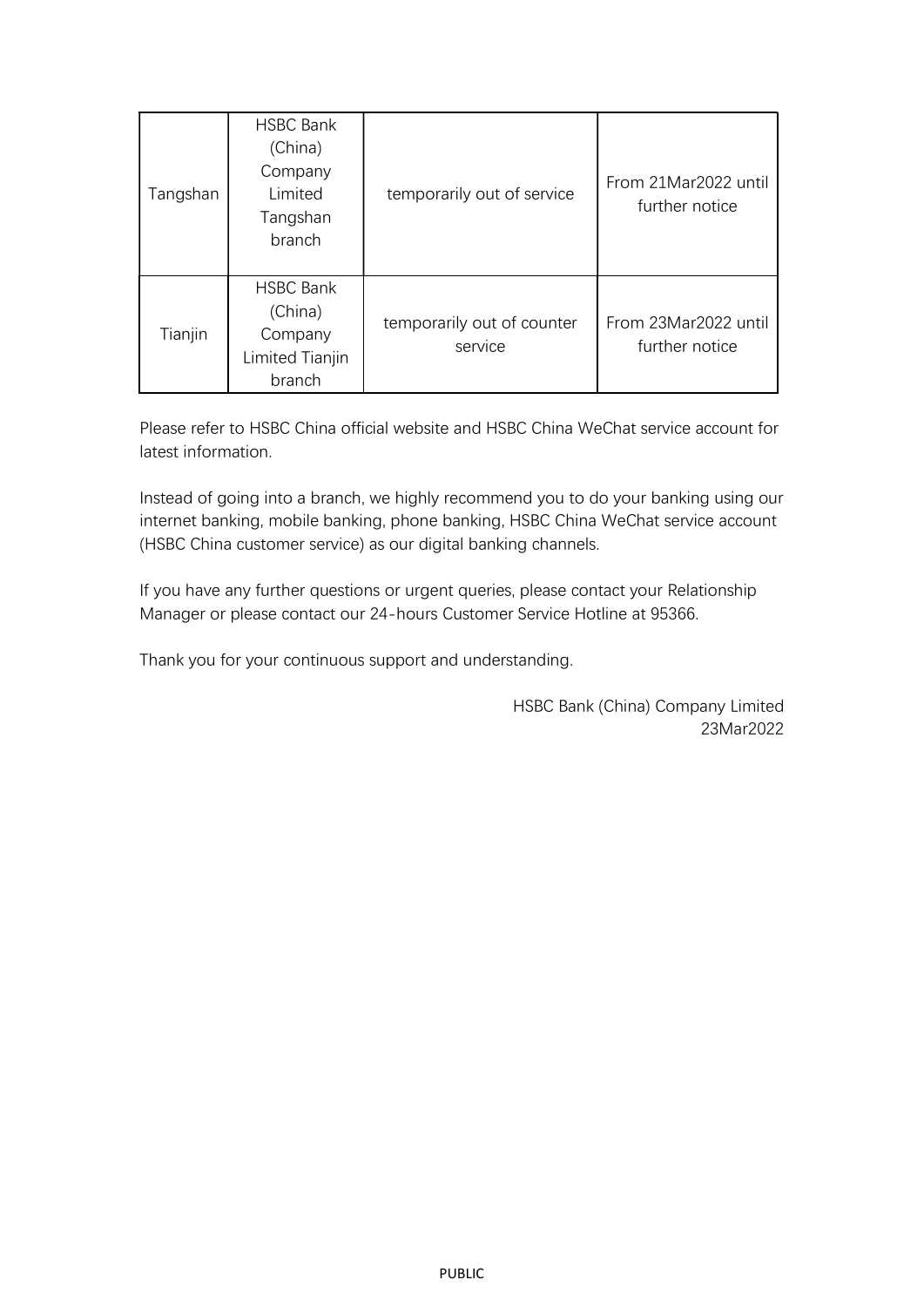| | | | |
|---|---|---|---|
| Tangshan | HSBC Bank (China) Company Limited Tangshan branch | temporarily out of service | From 21Mar2022 until further notice |
| Tianjin | HSBC Bank (China) Company Limited Tianjin branch | temporarily out of counter service | From 23Mar2022 until further notice |

Please refer to HSBC China official website and HSBC China WeChat service account for latest information.

Instead of going into a branch, we highly recommend you to do your banking using our internet banking, mobile banking, phone banking, HSBC China WeChat service account (HSBC China customer service) as our digital banking channels.

If you have any further questions or urgent queries, please contact your Relationship Manager or please contact our 24-hours Customer Service Hotline at 95366.

Thank you for your continuous support and understanding.

HSBC Bank (China) Company Limited
23Mar2022

PUBLIC